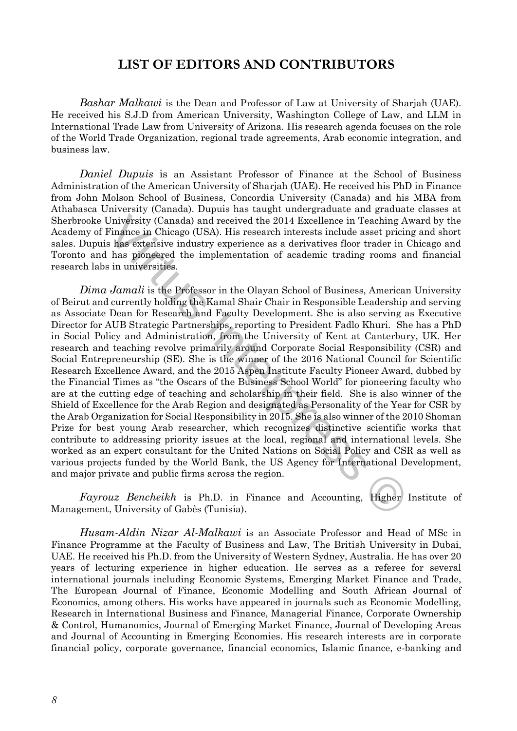# LIST OF EDITORS AND CONTRIBUTORS

*Bashar Malkawi* is the Dean and Professor of Law at University of Sharjah (UAE). He received his S.J.D from American University, Washington College of Law, and LLM in International Trade Law from University of Arizona. His research agenda focuses on the role of the World Trade Organization, regional trade agreements, Arab economic integration, and business law.

*Daniel Dupuis* is an Assistant Professor of Finance at the School of Business Administration of the American University of Sharjah (UAE). He received his PhD in Finance from John Molson School of Business, Concordia University (Canada) and his MBA from Athabasca University (Canada). Dupuis has taught undergraduate and graduate classes at Sherbrooke University (Canada) and received the 2014 Excellence in Teaching Award by the Academy of Finance in Chicago (USA). His research interests include asset pricing and short sales. Dupuis has extensive industry experience as a derivatives floor trader in Chicago and Toronto and has pioneered the implementation of academic trading rooms and financial research labs in universities.

*Dima Jamali* is the Professor in the Olayan School of Business, American University of Beirut and currently holding the Kamal Shair Chair in Responsible Leadership and serving as Associate Dean for Research and Faculty Development. She is also serving as Executive Director for AUB Strategic Partnerships, reporting to President Fadlo Khuri. She has a PhD in Social Policy and Administration, from the University of Kent at Canterbury, UK. Her research and teaching revolve primarily around Corporate Social Responsibility (CSR) and Social Entrepreneurship (SE). She is the winner of the 2016 National Council for Scientific Research Excellence Award, and the 2015 Aspen Institute Faculty Pioneer Award, dubbed by the Financial Times as "the Oscars of the Business School World" for pioneering faculty who are at the cutting edge of teaching and scholarship in their field. She is also winner of the Shield of Excellence for the Arab Region and designated as Personality of the Year for CSR by the Arab Organization for Social Responsibility in 2015. She is also winner of the 2010 Shoman Prize for best young Arab researcher, which recognizes distinctive scientific works that contribute to addressing priority issues at the local, regional and international levels. She worked as an expert consultant for the United Nations on Social Policy and CSR as well as various projects funded by the World Bank, the US Agency for International Development, and major private and public firms across the region.

*Fayrouz Bencheikh* is Ph.D. in Finance and Accounting, Higher Institute of Management, University of Gabès (Tunisia).

*Husam-Aldin Nizar Al-Malkawi* is an Associate Professor and Head of MSc in Finance Programme at the Faculty of Business and Law, The British University in Dubai, UAE. He received his Ph.D. from the University of Western Sydney, Australia. He has over 20 years of lecturing experience in higher education. He serves as a referee for several international journals including Economic Systems, Emerging Market Finance and Trade, The European Journal of Finance, Economic Modelling and South African Journal of Economics, among others. His works have appeared in journals such as Economic Modelling, Research in International Business and Finance, Managerial Finance, Corporate Ownership & Control, Humanomics, Journal of Emerging Market Finance, Journal of Developing Areas and Journal of Accounting in Emerging Economies. His research interests are in corporate financial policy, corporate governance, financial economics, Islamic finance, e-banking and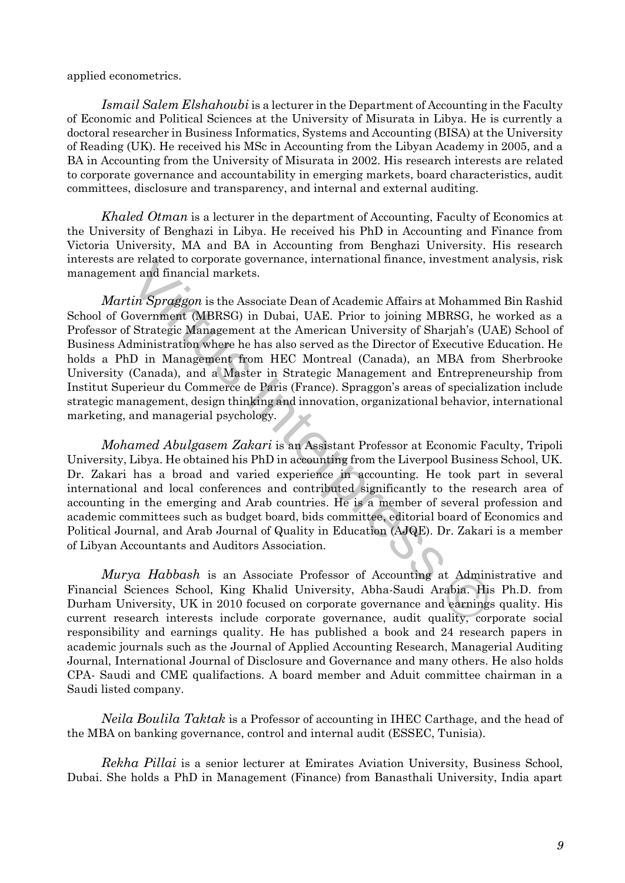applied econometrics.

*Ismail Salem Elshahoubi* is a lecturer in the Department of Accounting in the Faculty of Economic and Political Sciences at the University of Misurata in Libya. He is currently a doctoral researcher in Business Informatics, Systems and Accounting (BISA) at the University of Reading (UK). He received his MSc in Accounting from the Libyan Academy in 2005, and a BA in Accounting from the University of Misurata in 2002. His research interests are related to corporate governance and accountability in emerging markets, board characteristics, audit committees, disclosure and transparency, and internal and external auditing.

*Khaled Otman* is a lecturer in the department of Accounting, Faculty of Economics at the University of Benghazi in Libya. He received his PhD in Accounting and Finance from Victoria University, MA and BA in Accounting from Benghazi University. His research interests are related to corporate governance, international finance, investment analysis, risk management and financial markets.

*Martin Spraggon* is the Associate Dean of Academic Affairs at Mohammed Bin Rashid School of Government (MBRSG) in Dubai, UAE. Prior to joining MBRSG, he worked as a Professor of Strategic Management at the American University of Sharjah's (UAE) School of Business Administration where he has also served as the Director of Executive Education. He holds a PhD in Management from HEC Montreal (Canada), an MBA from Sherbrooke University (Canada), and a Master in Strategic Management and Entrepreneurship from Institut Superieur du Commerce de Paris (France). Spraggon's areas of specialization include strategic management, design thinking and innovation, organizational behavior, international marketing, and managerial psychology.

*Mohamed Abulgasem Zakari* is an Assistant Professor at Economic Faculty, Tripoli University, Libya. He obtained his PhD in accounting from the Liverpool Business School, UK. Dr. Zakari has a broad and varied experience in accounting. He took part in several international and local conferences and contributed significantly to the research area of accounting in the emerging and Arab countries. He is a member of several profession and academic committees such as budget board, bids committee, editorial board of Economics and Political Journal, and Arab Journal of Quality in Education (AJQE). Dr. Zakari is a member of Libyan Accountants and Auditors Association.

*Murya Habbash* is an Associate Professor of Accounting at Administrative and Financial Sciences School, King Khalid University, Abha-Saudi Arabia. His Ph.D. from Durham University, UK in 2010 focused on corporate governance and earnings quality. His current research interests include corporate governance, audit quality, corporate social responsibility and earnings quality. He has published a book and 24 research papers in academic journals such as the Journal of Applied Accounting Research, Managerial Auditing Journal, International Journal of Disclosure and Governance and many others. He also holds CPA- Saudi and CME qualifactions. A board member and Aduit committee chairman in a Saudi listed company.

*Neila Boulila Taktak* is a Professor of accounting in IHEC Carthage, and the head of the MBA on banking governance, control and internal audit (ESSEC, Tunisia).

*Rekha Pillai* is a senior lecturer at Emirates Aviation University, Business School, Dubai. She holds a PhD in Management (Finance) from Banasthali University, India apart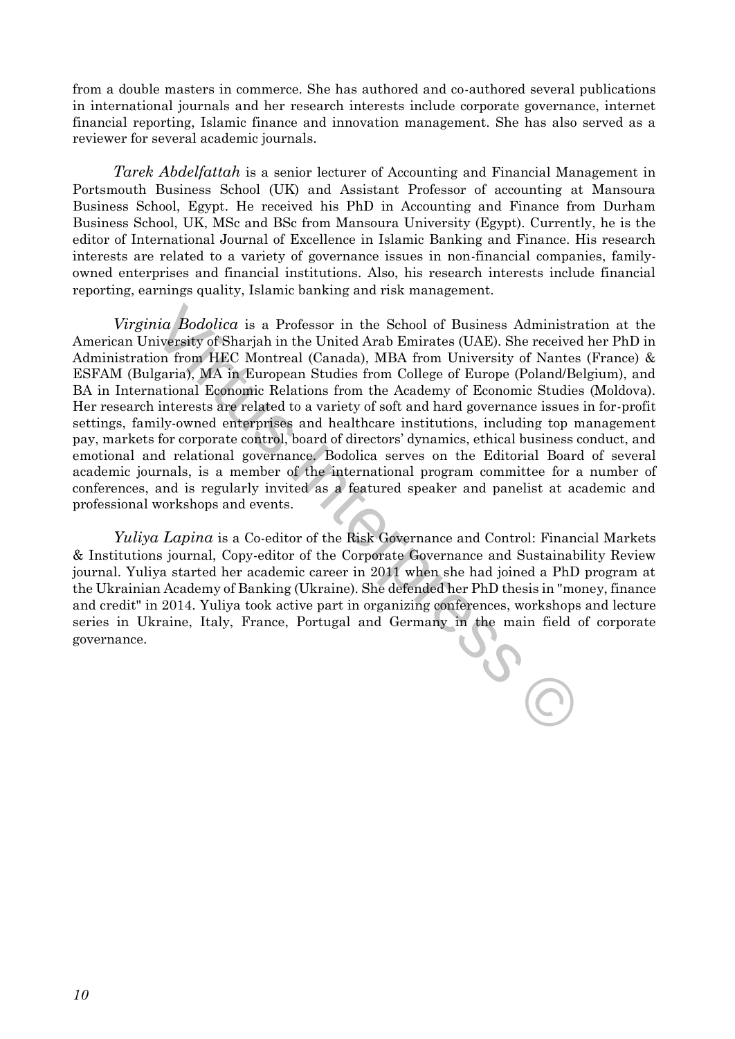from a double masters in commerce. She has authored and co-authored several publications in international journals and her research interests include corporate governance, internet financial reporting, Islamic finance and innovation management. She has also served as a reviewer for several academic journals.

*Tarek Abdelfattah* is a senior lecturer of Accounting and Financial Management in Portsmouth Business School (UK) and Assistant Professor of accounting at Mansoura Business School, Egypt. He received his PhD in Accounting and Finance from Durham Business School, UK, MSc and BSc from Mansoura University (Egypt). Currently, he is the editor of International Journal of Excellence in Islamic Banking and Finance. His research interests are related to a variety of governance issues in non-financial companies, family-owned enterprises and financial institutions. Also, his research interests include financial reporting, earnings quality, Islamic banking and risk management.

*Virginia Bodolica* is a Professor in the School of Business Administration at the American University of Sharjah in the United Arab Emirates (UAE). She received her PhD in Administration from HEC Montreal (Canada), MBA from University of Nantes (France) & ESFAM (Bulgaria), MA in European Studies from College of Europe (Poland/Belgium), and BA in International Economic Relations from the Academy of Economic Studies (Moldova). Her research interests are related to a variety of soft and hard governance issues in for-profit settings, family-owned enterprises and healthcare institutions, including top management pay, markets for corporate control, board of directors' dynamics, ethical business conduct, and emotional and relational governance. Bodolica serves on the Editorial Board of several academic journals, is a member of the international program committee for a number of conferences, and is regularly invited as a featured speaker and panelist at academic and professional workshops and events.

*Yuliya Lapina* is a Co-editor of the Risk Governance and Control: Financial Markets & Institutions journal, Copy-editor of the Corporate Governance and Sustainability Review journal. Yuliya started her academic career in 2011 when she had joined a PhD program at the Ukrainian Academy of Banking (Ukraine). She defended her PhD thesis in "money, finance and credit" in 2014. Yuliya took active part in organizing conferences, workshops and lecture series in Ukraine, Italy, France, Portugal and Germany in the main field of corporate governance.